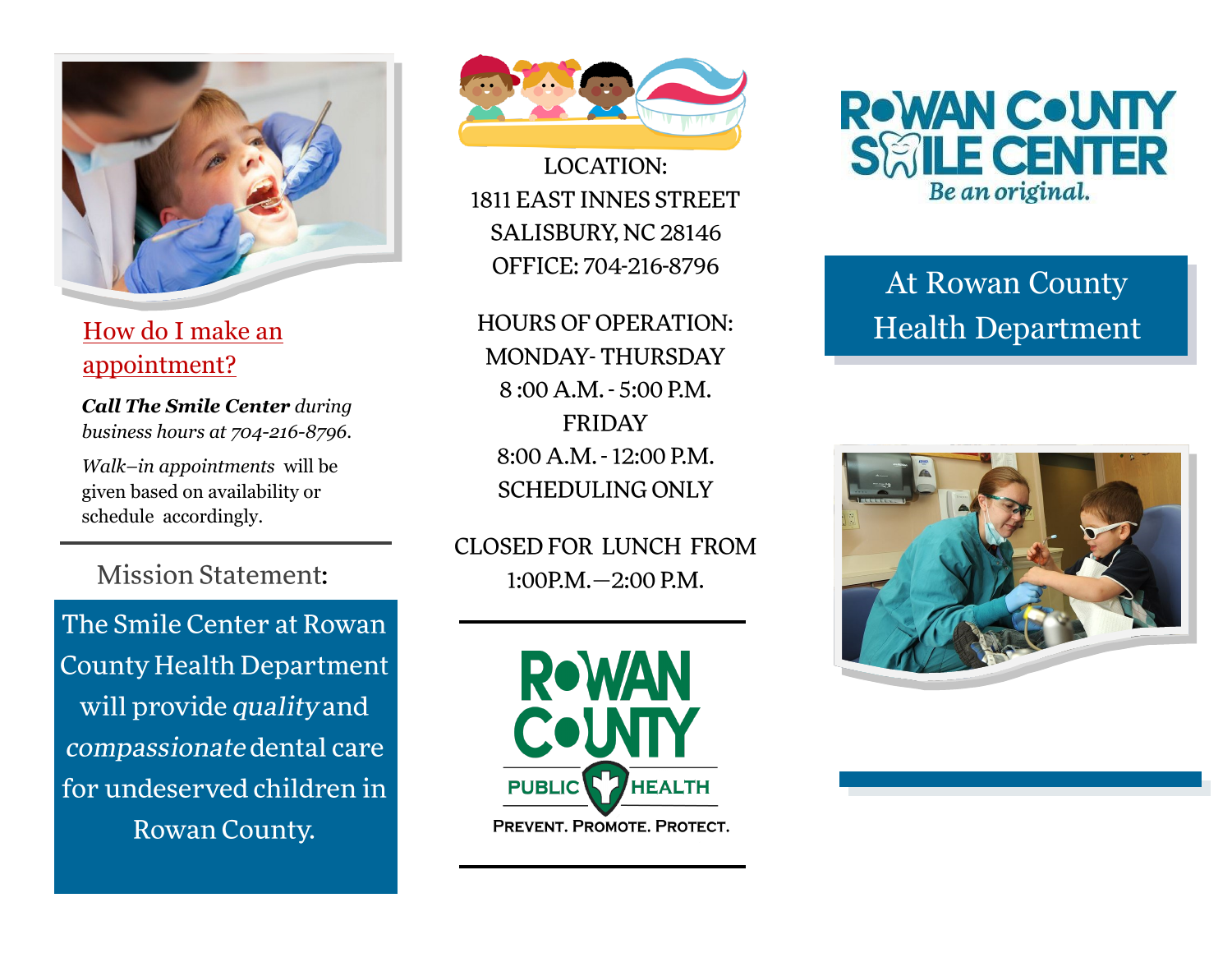## How do I make an appointment?

***Call The Smile Center*** *during business hours at 704-216-8796.*

*Walk–in appointments* will be given based on availability or schedule accordingly.

---

### Mission Statement:

The Smile Center at Rowan County Health Department will provide *quality* and *compassionate* dental care for undeserved children in Rowan County.

LOCATION:
1811 EAST INNES STREET
SALISBURY, NC 28146
OFFICE: 704-216-8796

HOURS OF OPERATION:
MONDAY- THURSDAY
8 :00 A.M. - 5:00 P.M.
FRIDAY
8:00 A.M. - 12:00 P.M.
SCHEDULING ONLY

CLOSED FOR LUNCH FROM
1:00P.M.—2:00 P.M.

---

ROWAN COUNTY
PUBLIC HEALTH
PREVENT. PROMOTE. PROTECT.

---

# ROWAN COUNTY SMILE CENTER

*Be an original.*

## At Rowan County Health Department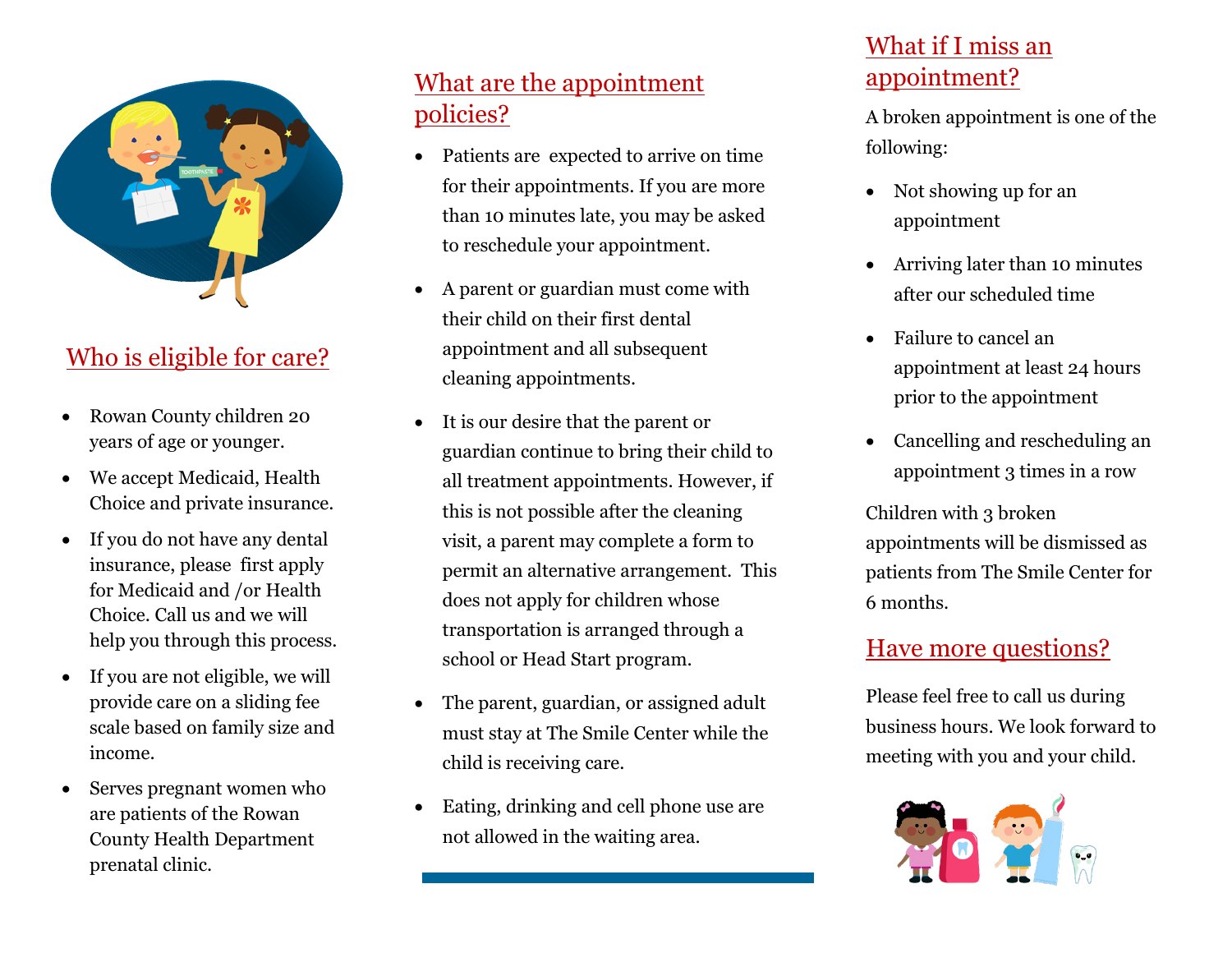## Who is eligible for care?

- Rowan County children 20 years of age or younger.
- We accept Medicaid, Health Choice and private insurance.
- If you do not have any dental insurance, please first apply for Medicaid and /or Health Choice. Call us and we will help you through this process.
- If you are not eligible, we will provide care on a sliding fee scale based on family size and income.
- Serves pregnant women who are patients of the Rowan County Health Department prenatal clinic.

## What are the appointment policies?

- Patients are expected to arrive on time for their appointments. If you are more than 10 minutes late, you may be asked to reschedule your appointment.
- A parent or guardian must come with their child on their first dental appointment and all subsequent cleaning appointments.
- It is our desire that the parent or guardian continue to bring their child to all treatment appointments. However, if this is not possible after the cleaning visit, a parent may complete a form to permit an alternative arrangement. This does not apply for children whose transportation is arranged through a school or Head Start program.
- The parent, guardian, or assigned adult must stay at The Smile Center while the child is receiving care.
- Eating, drinking and cell phone use are not allowed in the waiting area.

## What if I miss an appointment?

A broken appointment is one of the following:

- Not showing up for an appointment
- Arriving later than 10 minutes after our scheduled time
- Failure to cancel an appointment at least 24 hours prior to the appointment
- Cancelling and rescheduling an appointment 3 times in a row

Children with 3 broken appointments will be dismissed as patients from The Smile Center for 6 months.

## Have more questions?

Please feel free to call us during business hours. We look forward to meeting with you and your child.